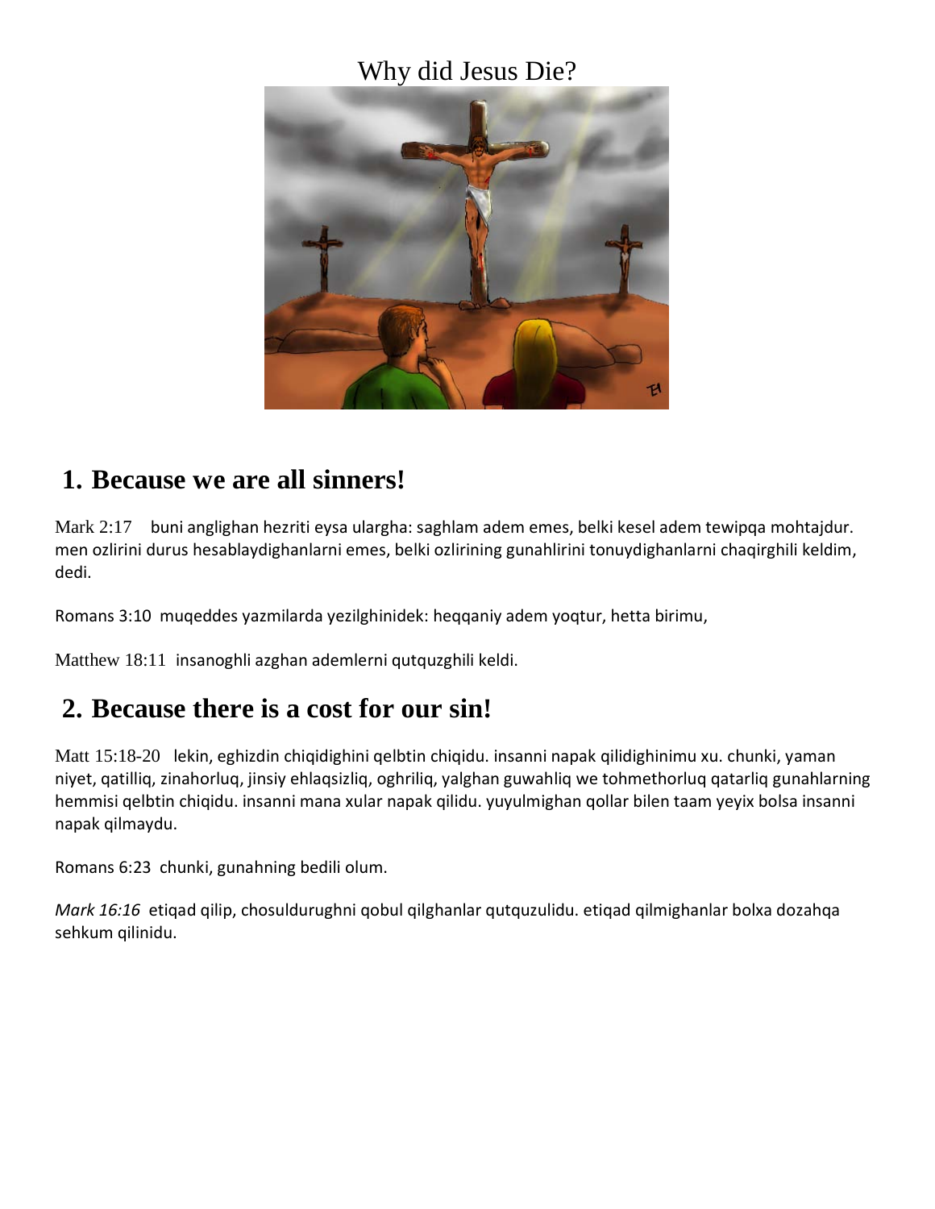# Why did Jesus Die?

## 1. Because we are all sinners!

Mark 2:17 buni anglighan hezriti eysa ulargha: saghlam adem emes, belki kesel adem tewipqa mohtajdur. men ozlirini durus hesablaydighanlarni emes, belki ozlirining gunahlirini tonuydighanlarni chaqirghili keldim, dedi.

Romans 3:10 muqeddes yazmilarda yezilghinidek: heqqaniy adem yoqtur, hetta birimu,

Matthew 18:11 insanoghli azghan ademlerni qutquzghili keldi.

## 2. Because there is a cost for our sin!

Matt 15:18-20 lekin, eghizdin chiqidighini qelbtin chiqidu. insanni napak qilidighinimu xu. chunki, yaman niyet, qatilliq, zinahorluq, jinsiy ehlaqsizliq, oghriliq, yalghan guwahliq we tohmethorluq qatarliq gunahlarning hemmisi qelbtin chiqidu. insanni mana xular napak qilidu. yuyulmighan qollar bilen taam yeyix bolsa insanni napak qilmaydu.

Romans 6:23 chunki, gunahning bedili olum.

*Mark 16:16* etiqad qilip, chosuldurughni qobul qilghanlar qutquzulidu. etiqad qilmighanlar bolxa dozahqa sehkum qilinidu.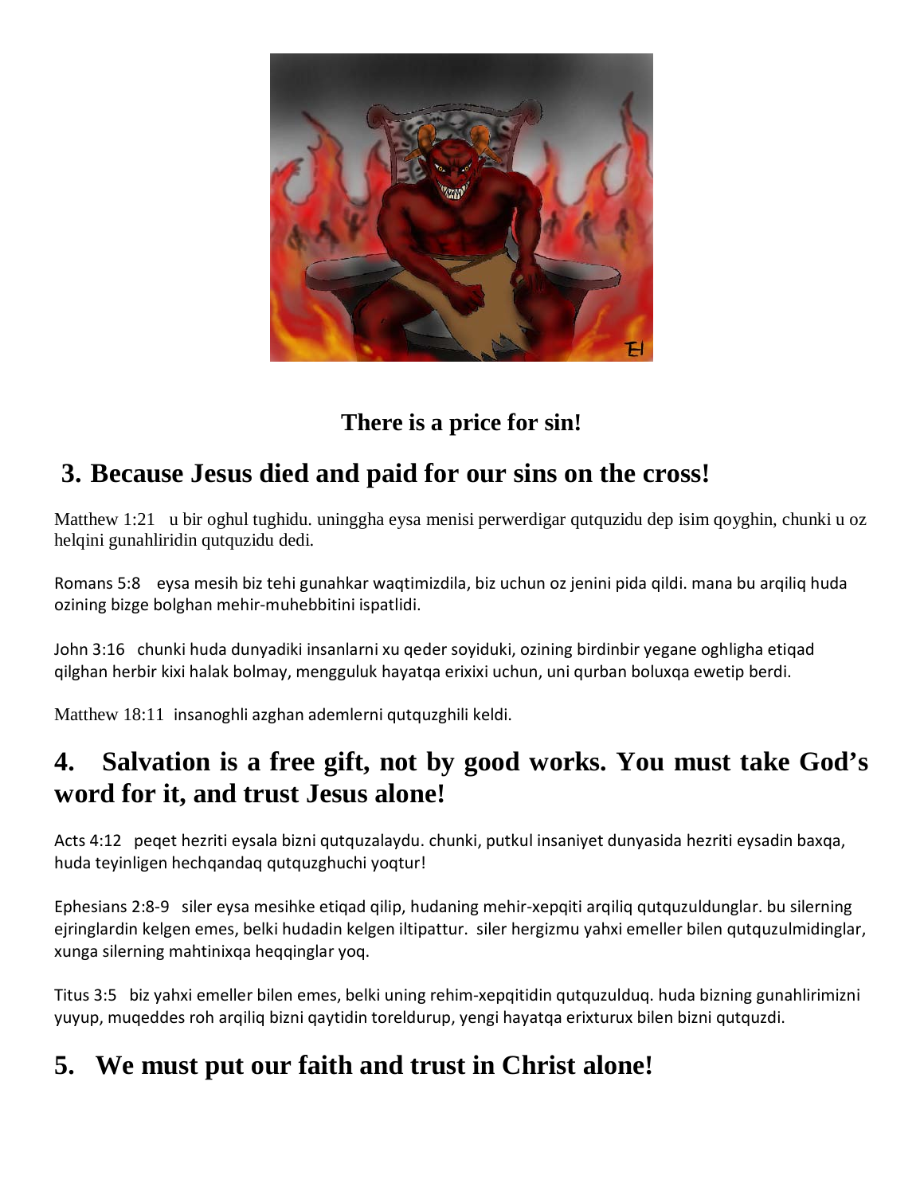**There is a price for sin!**

## 3. Because Jesus died and paid for our sins on the cross!

Matthew 1:21 u bir oghul tughidu. uninggha eysa menisi perwerdigar qutquzidu dep isim qoyghin, chunki u oz helqini gunahliridin qutquzidu dedi.

Romans 5:8 eysa mesih biz tehi gunahkar waqtimizdila, biz uchun oz jenini pida qildi. mana bu arqiliq huda ozining bizge bolghan mehir-muhebbitini ispatlidi.

John 3:16 chunki huda dunyadiki insanlarni xu qeder soyiduki, ozining birdinbir yegane oghligha etiqad qilghan herbir kixi halak bolmay, mengguluk hayatqa erixixi uchun, uni qurban boluxqa ewetip berdi.

Matthew 18:11 insanoghli azghan ademlerni qutquzghili keldi.

## 4. Salvation is a free gift, not by good works. You must take God's word for it, and trust Jesus alone!

Acts 4:12 peqet hezriti eysala bizni qutquzalaydu. chunki, putkul insaniyet dunyasida hezriti eysadin baxqa, huda teyinligen hechqandaq qutquzghuchi yoqtur!

Ephesians 2:8-9 siler eysa mesihke etiqad qilip, hudaning mehir-xepqiti arqiliq qutquzuldunglar. bu silerning ejringlardin kelgen emes, belki hudadin kelgen iltipattur. siler hergizmu yahxi emeller bilen qutquzulmidinglar, xunga silerning mahtinixqa heqqinglar yoq.

Titus 3:5 biz yahxi emeller bilen emes, belki uning rehim-xepqitidin qutquzulduq. huda bizning gunahlirimizni yuyup, muqeddes roh arqiliq bizni qaytidin toreldurup, yengi hayatqa erixturux bilen bizni qutquzdi.

## 5. We must put our faith and trust in Christ alone!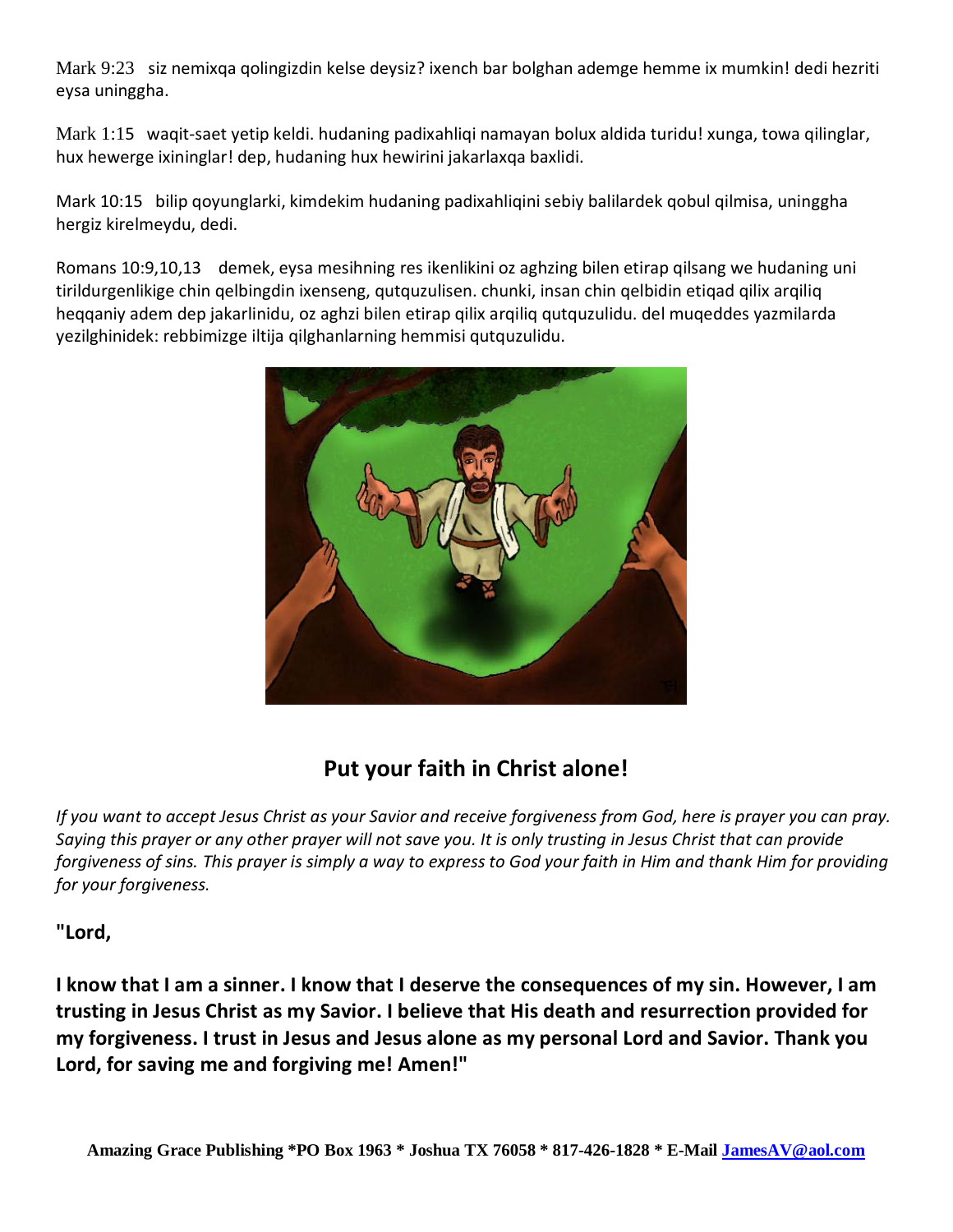Mark 9:23 siz nemixqa qolingizdin kelse deysiz? ixench bar bolghan ademge hemme ix mumkin! dedi hezriti eysa uninggha.

Mark 1:15 waqit-saet yetip keldi. hudaning padixahliqi namayan bolux aldida turidu! xunga, towa qilinglar, hux hewerge ixininglar! dep, hudaning hux hewirini jakarlaxqa baxlidi.

Mark 10:15 bilip qoyunglarki, kimdekim hudaning padixahliqini sebiy balilardek qobul qilmisa, uninggha hergiz kirelmeydu, dedi.

Romans 10:9,10,13 demek, eysa mesihning res ikenlikini oz aghzing bilen etirap qilsang we hudaning uni tirildurgenlikige chin qelbingdin ixenseng, qutquzulisen. chunki, insan chin qelbidin etiqad qilix arqiliq heqqaniy adem dep jakarlinidu, oz aghzi bilen etirap qilix arqiliq qutquzulidu. del muqeddes yazmilarda yezilghinidek: rebbimizge iltija qilghanlarning hemmisi qutquzulidu.

## Put your faith in Christ alone!

*If you want to accept Jesus Christ as your Savior and receive forgiveness from God, here is prayer you can pray. Saying this prayer or any other prayer will not save you. It is only trusting in Jesus Christ that can provide forgiveness of sins. This prayer is simply a way to express to God your faith in Him and thank Him for providing for your forgiveness.*

**"Lord,**

**I know that I am a sinner. I know that I deserve the consequences of my sin. However, I am trusting in Jesus Christ as my Savior. I believe that His death and resurrection provided for my forgiveness. I trust in Jesus and Jesus alone as my personal Lord and Savior. Thank you Lord, for saving me and forgiving me! Amen!"**

**Amazing Grace Publishing *PO Box 1963 * Joshua TX 76058 * 817-426-1828 * E-Mail JamesAV@aol.com**